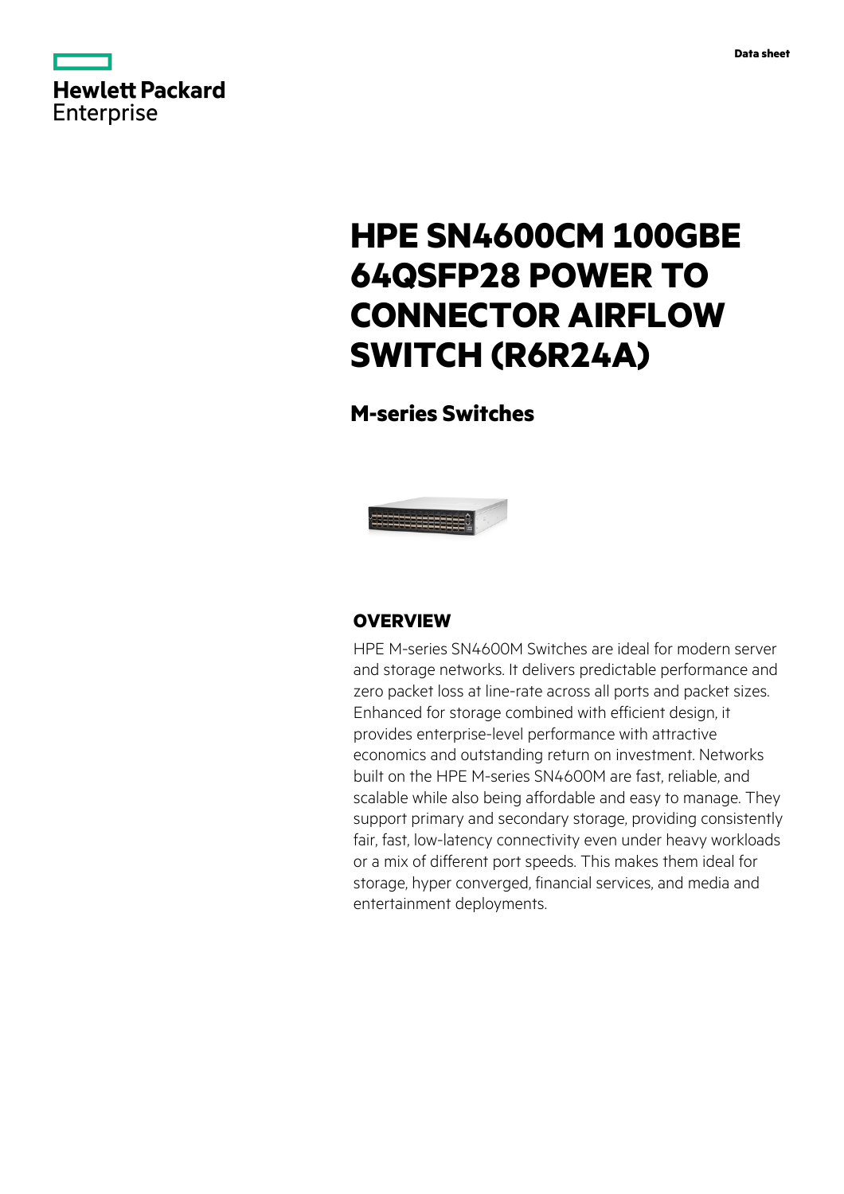Data sheet

# HPE SN4600CM 100GBE 64QSFP28 POWER TO CONNECTOR AIRFLOW SWITCH (R6R24A)

## M-series Switches

### OVERVIEW

HPE M-series SN4600M Switches are ideal for modern server and storage networks. It delivers predictable performance and zero packet loss at line-rate across all ports and packet sizes. Enhanced for storage combined with efficient design, it provides enterprise-level performance with attractive economics and outstanding return on investment. Networks built on the HPE M-series SN4600M are fast, reliable, and scalable while also being affordable and easy to manage. They support primary and secondary storage, providing consistently fair, fast, low-latency connectivity even under heavy workloads or a mix of different port speeds. This makes them ideal for storage, hyper converged, financial services, and media and entertainment deployments.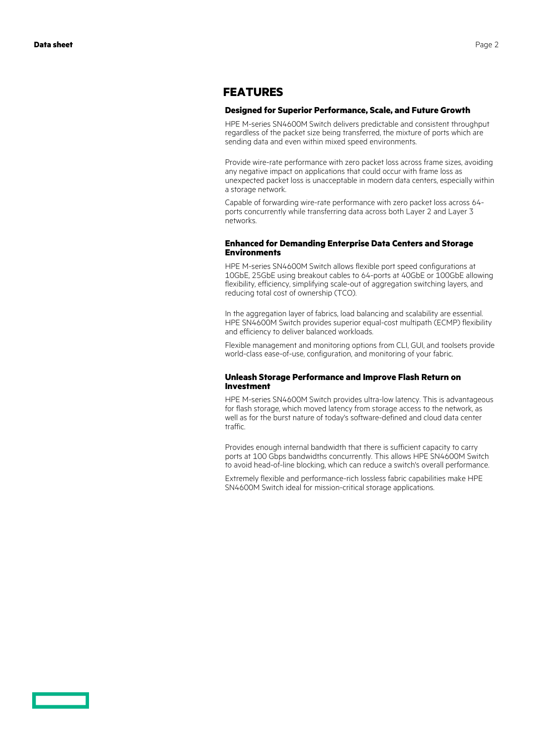## FEATURES

### Designed for Superior Performance, Scale, and Future Growth

HPE M-series SN4600M Switch delivers predictable and consistent throughput regardless of the packet size being transferred, the mixture of ports which are sending data and even within mixed speed environments.

Provide wire-rate performance with zero packet loss across frame sizes, avoiding any negative impact on applications that could occur with frame loss as unexpected packet loss is unacceptable in modern data centers, especially within a storage network.

Capable of forwarding wire-rate performance with zero packet loss across 64-ports concurrently while transferring data across both Layer 2 and Layer 3 networks.

### Enhanced for Demanding Enterprise Data Centers and Storage Environments

HPE M-series SN4600M Switch allows flexible port speed configurations at 10GbE, 25GbE using breakout cables to 64-ports at 40GbE or 100GbE allowing flexibility, efficiency, simplifying scale-out of aggregation switching layers, and reducing total cost of ownership (TCO).

In the aggregation layer of fabrics, load balancing and scalability are essential. HPE SN4600M Switch provides superior equal-cost multipath (ECMP) flexibility and efficiency to deliver balanced workloads.

Flexible management and monitoring options from CLI, GUI, and toolsets provide world-class ease-of-use, configuration, and monitoring of your fabric.

### Unleash Storage Performance and Improve Flash Return on Investment

HPE M-series SN4600M Switch provides ultra-low latency. This is advantageous for flash storage, which moved latency from storage access to the network, as well as for the burst nature of today's software-defined and cloud data center traffic.

Provides enough internal bandwidth that there is sufficient capacity to carry ports at 100 Gbps bandwidths concurrently. This allows HPE SN4600M Switch to avoid head-of-line blocking, which can reduce a switch's overall performance.

Extremely flexible and performance-rich lossless fabric capabilities make HPE SN4600M Switch ideal for mission-critical storage applications.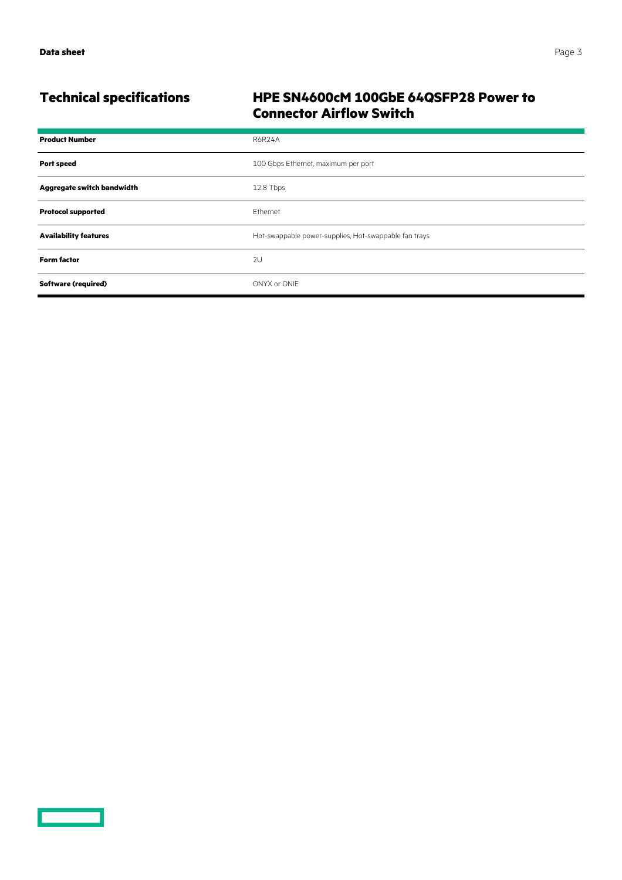## Technical specifications

### HPE SN4600cM 100GbE 64QSFP28 Power to Connector Airflow Switch

| | |
|---|---|
| **Product Number** | R6R24A |
| **Port speed** | 100 Gbps Ethernet, maximum per port |
| **Aggregate switch bandwidth** | 12.8 Tbps |
| **Protocol supported** | Ethernet |
| **Availability features** | Hot-swappable power-supplies, Hot-swappable fan trays |
| **Form factor** | 2U |
| **Software (required)** | ONYX or ONIE |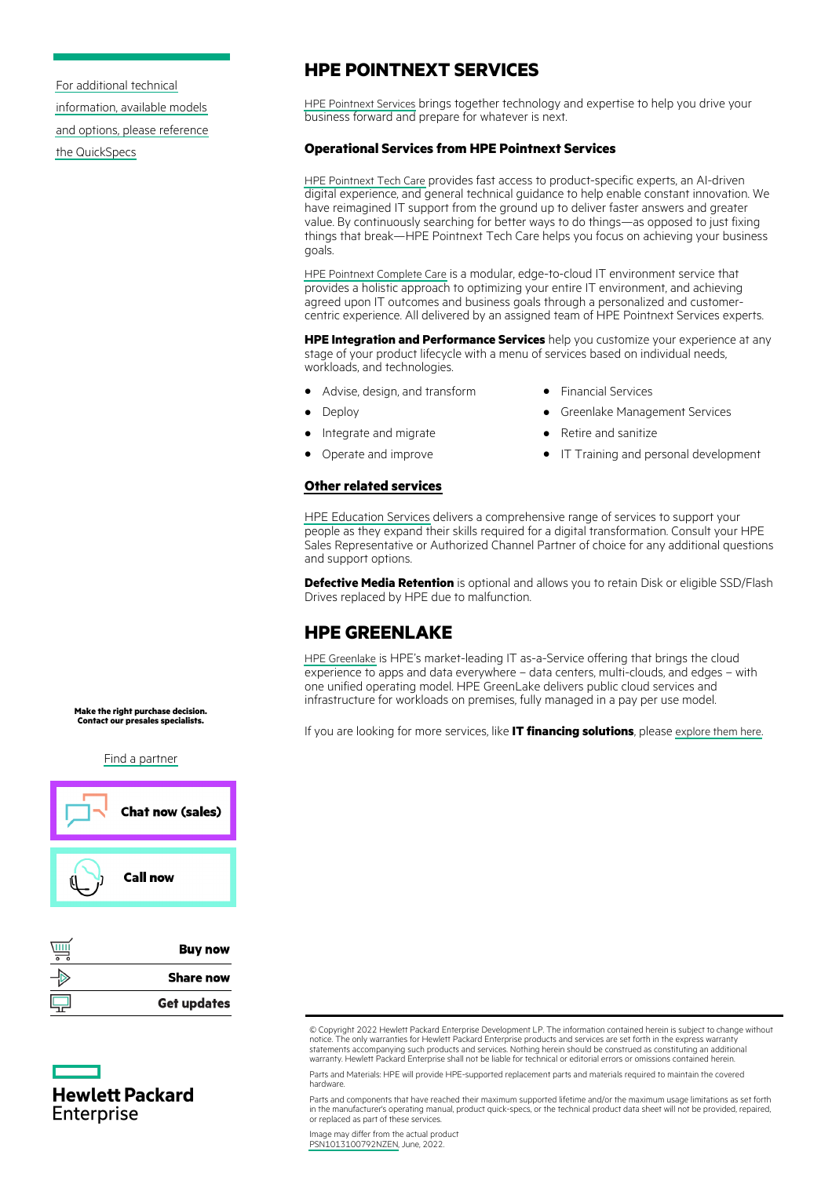For additional technical information, available models and options, please reference the QuickSpecs

## HPE POINTNEXT SERVICES

HPE Pointnext Services brings together technology and expertise to help you drive your business forward and prepare for whatever is next.

### Operational Services from HPE Pointnext Services

HPE Pointnext Tech Care provides fast access to product-specific experts, an AI-driven digital experience, and general technical guidance to help enable constant innovation. We have reimagined IT support from the ground up to deliver faster answers and greater value. By continuously searching for better ways to do things—as opposed to just fixing things that break—HPE Pointnext Tech Care helps you focus on achieving your business goals.

HPE Pointnext Complete Care is a modular, edge-to-cloud IT environment service that provides a holistic approach to optimizing your entire IT environment, and achieving agreed upon IT outcomes and business goals through a personalized and customer-centric experience. All delivered by an assigned team of HPE Pointnext Services experts.

**HPE Integration and Performance Services** help you customize your experience at any stage of your product lifecycle with a menu of services based on individual needs, workloads, and technologies.

- Advise, design, and transform
- Deploy
- Integrate and migrate
- Operate and improve
- Financial Services
- Greenlake Management Services
- Retire and sanitize
- IT Training and personal development

### Other related services

HPE Education Services delivers a comprehensive range of services to support your people as they expand their skills required for a digital transformation. Consult your HPE Sales Representative or Authorized Channel Partner of choice for any additional questions and support options.

**Defective Media Retention** is optional and allows you to retain Disk or eligible SSD/Flash Drives replaced by HPE due to malfunction.

## HPE GREENLAKE

HPE Greenlake is HPE's market-leading IT as-a-Service offering that brings the cloud experience to apps and data everywhere – data centers, multi-clouds, and edges – with one unified operating model. HPE GreenLake delivers public cloud services and infrastructure for workloads on premises, fully managed in a pay per use model.

If you are looking for more services, like **IT financing solutions**, please explore them here.

**Make the right purchase decision. Contact our presales specialists.**

Find a partner

Chat now (sales)

Call now

Buy now

Share now

Get updates

Hewlett Packard Enterprise

© Copyright 2022 Hewlett Packard Enterprise Development LP. The information contained herein is subject to change without notice. The only warranties for Hewlett Packard Enterprise products and services are set forth in the express warranty statements accompanying such products and services. Nothing herein should be construed as constituting an additional warranty. Hewlett Packard Enterprise shall not be liable for technical or editorial errors or omissions contained herein.

Parts and Materials: HPE will provide HPE-supported replacement parts and materials required to maintain the covered hardware.

Parts and components that have reached their maximum supported lifetime and/or the maximum usage limitations as set forth in the manufacturer's operating manual, product quick-specs, or the technical product data sheet will not be provided, repaired, or replaced as part of these services.

Image may differ from the actual product

PSN1013100792NZEN, June, 2022.